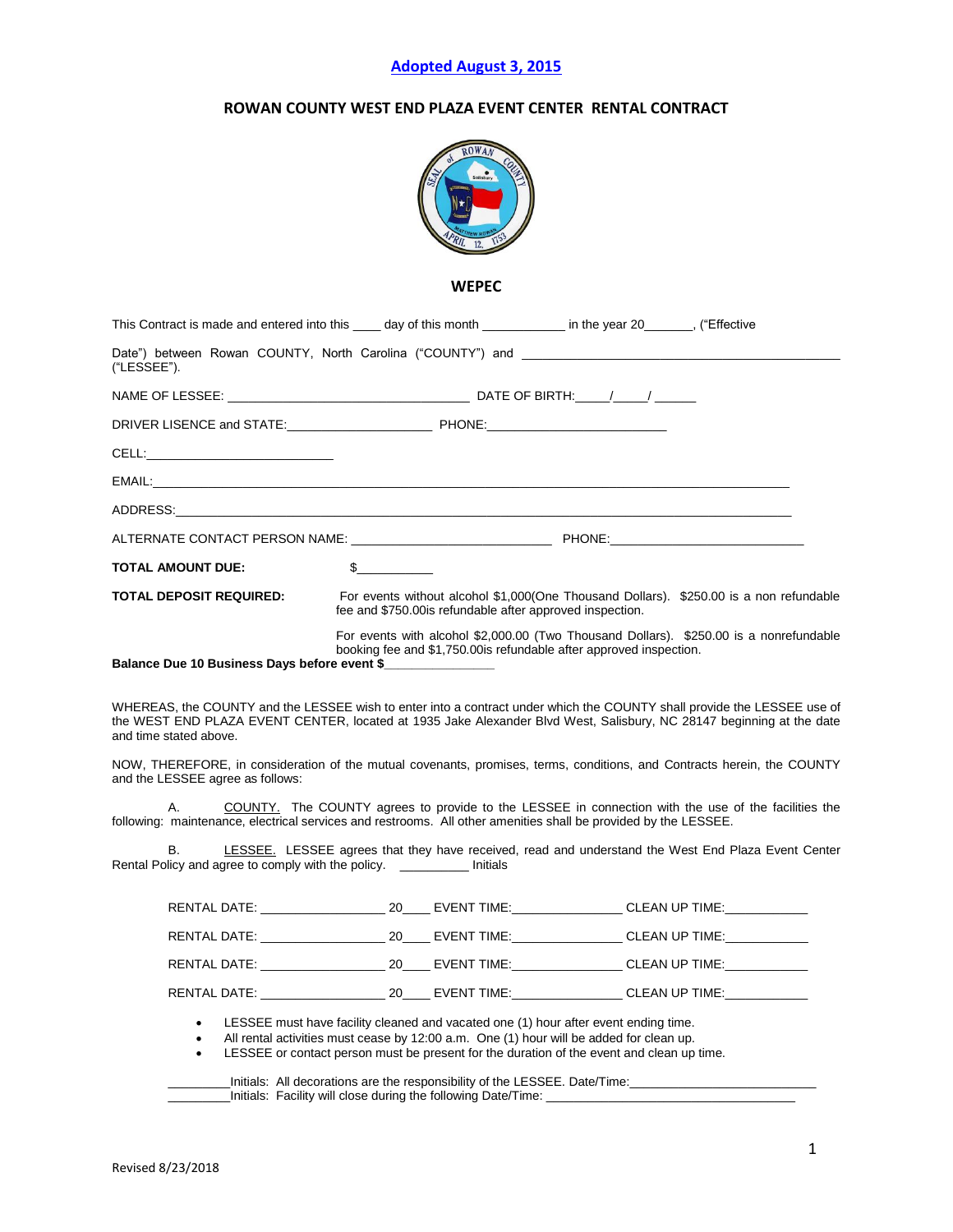**Adopted August 3, 2015**

## ROWAN COUNTY WEST END PLAZA EVENT CENTER RENTAL CONTRACT

**WEPEC**

This Contract is made and entered into this ____ day of this month ___________ in the year 20_______, ("Effective Date") between Rowan COUNTY, North Carolina ("COUNTY") and _____________________________________________ ("LESSEE").

NAME OF LESSEE: __________________________________ DATE OF BIRTH:_____/_____/ ______

DRIVER LISENCE and STATE:____________________ PHONE:________________________

CELL:_________________________

EMAIL:_____________________________________________________________________________

ADDRESS:__________________________________________________________________________

ALTERNATE CONTACT PERSON NAME: ____________________________ PHONE:___________________________

**TOTAL AMOUNT DUE:** $___________

**TOTAL DEPOSIT REQUIRED:** For events without alcohol $1,000(One Thousand Dollars). $250.00 is a non refundable fee and $750.00is refundable after approved inspection.

For events with alcohol $2,000.00 (Two Thousand Dollars). $250.00 is a nonrefundable booking fee and $1,750.00is refundable after approved inspection.

**Balance Due 10 Business Days before event $_______________**

WHEREAS, the COUNTY and the LESSEE wish to enter into a contract under which the COUNTY shall provide the LESSEE use of the WEST END PLAZA EVENT CENTER, located at 1935 Jake Alexander Blvd West, Salisbury, NC 28147 beginning at the date and time stated above.

NOW, THEREFORE, in consideration of the mutual covenants, promises, terms, conditions, and Contracts herein, the COUNTY and the LESSEE agree as follows:

A. COUNTY. The COUNTY agrees to provide to the LESSEE in connection with the use of the facilities the following: maintenance, electrical services and restrooms. All other amenities shall be provided by the LESSEE.

B. LESSEE. LESSEE agrees that they have received, read and understand the West End Plaza Event Center Rental Policy and agree to comply with the policy. __________ Initials

RENTAL DATE: _________________ 20____ EVENT TIME:_______________ CLEAN UP TIME:___________

RENTAL DATE: _________________ 20____ EVENT TIME:_______________ CLEAN UP TIME:___________

RENTAL DATE: _________________ 20____ EVENT TIME:_______________ CLEAN UP TIME:___________

RENTAL DATE: _________________ 20____ EVENT TIME:_______________ CLEAN UP TIME:___________

- LESSEE must have facility cleaned and vacated one (1) hour after event ending time.
- All rental activities must cease by 12:00 a.m. One (1) hour will be added for clean up.
- LESSEE or contact person must be present for the duration of the event and clean up time.

_________Initials: All decorations are the responsibility of the LESSEE. Date/Time:_________________________

_________Initials: Facility will close during the following Date/Time: ___________________________________

Revised 8/23/2018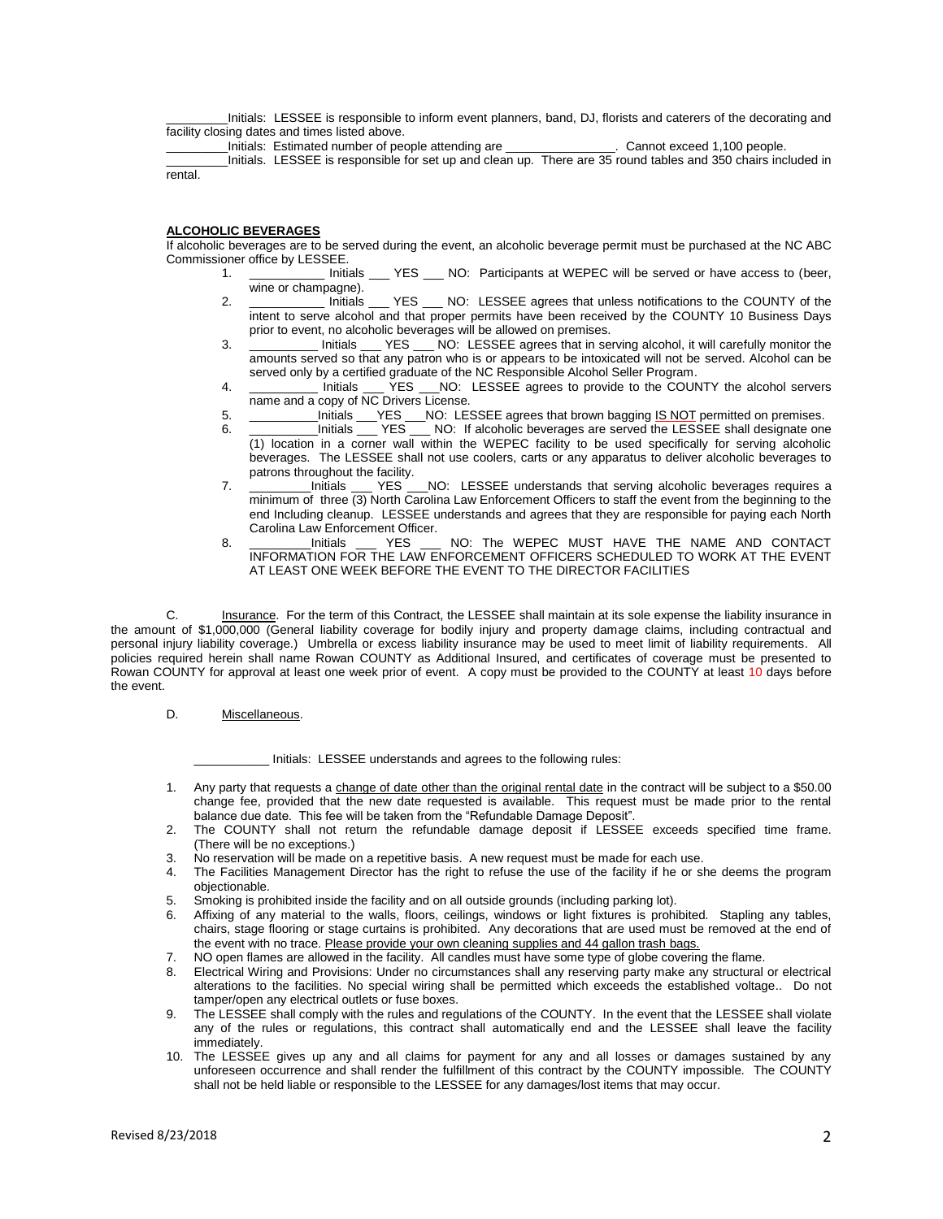_________Initials: LESSEE is responsible to inform event planners, band, DJ, florists and caterers of the decorating and facility closing dates and times listed above.

_________Initials: Estimated number of people attending are ________________. Cannot exceed 1,100 people.

_________Initials. LESSEE is responsible for set up and clean up. There are 35 round tables and 350 chairs included in rental.

**ALCOHOLIC BEVERAGES**

If alcoholic beverages are to be served during the event, an alcoholic beverage permit must be purchased at the NC ABC Commissioner office by LESSEE.

1. ___________ Initials ___ YES ___ NO: Participants at WEPEC will be served or have access to (beer, wine or champagne).
2. ___________ Initials ___ YES ___ NO: LESSEE agrees that unless notifications to the COUNTY of the intent to serve alcohol and that proper permits have been received by the COUNTY 10 Business Days prior to event, no alcoholic beverages will be allowed on premises.
3. __________ Initials ___ YES ___ NO: LESSEE agrees that in serving alcohol, it will carefully monitor the amounts served so that any patron who is or appears to be intoxicated will not be served. Alcohol can be served only by a certified graduate of the NC Responsible Alcohol Seller Program.
4. __________ Initials ___ YES ___NO: LESSEE agrees to provide to the COUNTY the alcohol servers name and a copy of NC Drivers License.
5. __________Initials ___YES ___NO: LESSEE agrees that brown bagging IS NOT permitted on premises.
6. __________Initials ___ YES ___ NO: If alcoholic beverages are served the LESSEE shall designate one (1) location in a corner wall within the WEPEC facility to be used specifically for serving alcoholic beverages. The LESSEE shall not use coolers, carts or any apparatus to deliver alcoholic beverages to patrons throughout the facility.
7. _________Initials ___ YES ___NO: LESSEE understands that serving alcoholic beverages requires a minimum of three (3) North Carolina Law Enforcement Officers to staff the event from the beginning to the end Including cleanup. LESSEE understands and agrees that they are responsible for paying each North Carolina Law Enforcement Officer.
8. _________Initials ___ YES ___ NO: The WEPEC MUST HAVE THE NAME AND CONTACT INFORMATION FOR THE LAW ENFORCEMENT OFFICERS SCHEDULED TO WORK AT THE EVENT AT LEAST ONE WEEK BEFORE THE EVENT TO THE DIRECTOR FACILITIES

C. Insurance. For the term of this Contract, the LESSEE shall maintain at its sole expense the liability insurance in the amount of $1,000,000 (General liability coverage for bodily injury and property damage claims, including contractual and personal injury liability coverage.) Umbrella or excess liability insurance may be used to meet limit of liability requirements. All policies required herein shall name Rowan COUNTY as Additional Insured, and certificates of coverage must be presented to Rowan COUNTY for approval at least one week prior of event. A copy must be provided to the COUNTY at least 10 days before the event.

D. Miscellaneous.

___________ Initials: LESSEE understands and agrees to the following rules:

1. Any party that requests a change of date other than the original rental date in the contract will be subject to a $50.00 change fee, provided that the new date requested is available. This request must be made prior to the rental balance due date. This fee will be taken from the "Refundable Damage Deposit".
2. The COUNTY shall not return the refundable damage deposit if LESSEE exceeds specified time frame. (There will be no exceptions.)
3. No reservation will be made on a repetitive basis. A new request must be made for each use.
4. The Facilities Management Director has the right to refuse the use of the facility if he or she deems the program objectionable.
5. Smoking is prohibited inside the facility and on all outside grounds (including parking lot).
6. Affixing of any material to the walls, floors, ceilings, windows or light fixtures is prohibited. Stapling any tables, chairs, stage flooring or stage curtains is prohibited. Any decorations that are used must be removed at the end of the event with no trace. Please provide your own cleaning supplies and 44 gallon trash bags.
7. NO open flames are allowed in the facility. All candles must have some type of globe covering the flame.
8. Electrical Wiring and Provisions: Under no circumstances shall any reserving party make any structural or electrical alterations to the facilities. No special wiring shall be permitted which exceeds the established voltage.. Do not tamper/open any electrical outlets or fuse boxes.
9. The LESSEE shall comply with the rules and regulations of the COUNTY. In the event that the LESSEE shall violate any of the rules or regulations, this contract shall automatically end and the LESSEE shall leave the facility immediately.
10. The LESSEE gives up any and all claims for payment for any and all losses or damages sustained by any unforeseen occurrence and shall render the fulfillment of this contract by the COUNTY impossible. The COUNTY shall not be held liable or responsible to the LESSEE for any damages/lost items that may occur.

Revised 8/23/2018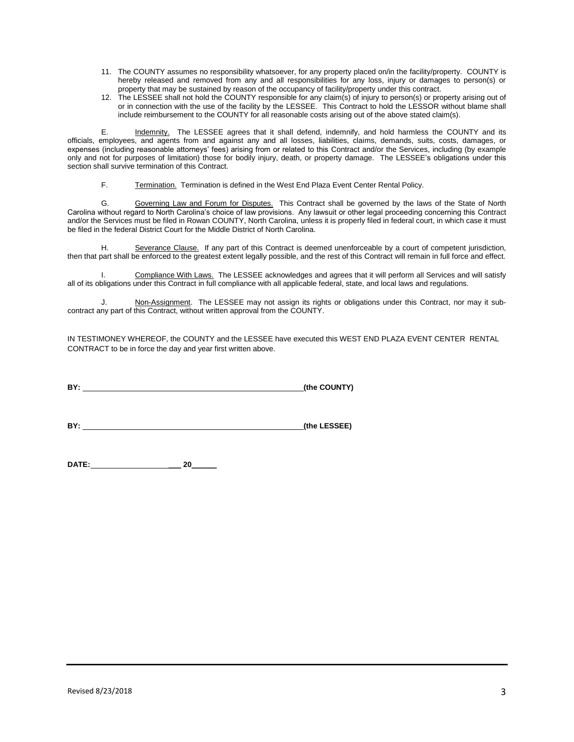11. The COUNTY assumes no responsibility whatsoever, for any property placed on/in the facility/property. COUNTY is hereby released and removed from any and all responsibilities for any loss, injury or damages to person(s) or property that may be sustained by reason of the occupancy of facility/property under this contract.
12. The LESSEE shall not hold the COUNTY responsible for any claim(s) of injury to person(s) or property arising out of or in connection with the use of the facility by the LESSEE. This Contract to hold the LESSOR without blame shall include reimbursement to the COUNTY for all reasonable costs arising out of the above stated claim(s).

E. Indemnity. The LESSEE agrees that it shall defend, indemnify, and hold harmless the COUNTY and its officials, employees, and agents from and against any and all losses, liabilities, claims, demands, suits, costs, damages, or expenses (including reasonable attorneys' fees) arising from or related to this Contract and/or the Services, including (by example only and not for purposes of limitation) those for bodily injury, death, or property damage. The LESSEE's obligations under this section shall survive termination of this Contract.

F. Termination. Termination is defined in the West End Plaza Event Center Rental Policy.

G. Governing Law and Forum for Disputes. This Contract shall be governed by the laws of the State of North Carolina without regard to North Carolina's choice of law provisions. Any lawsuit or other legal proceeding concerning this Contract and/or the Services must be filed in Rowan COUNTY, North Carolina, unless it is properly filed in federal court, in which case it must be filed in the federal District Court for the Middle District of North Carolina.

H. Severance Clause. If any part of this Contract is deemed unenforceable by a court of competent jurisdiction, then that part shall be enforced to the greatest extent legally possible, and the rest of this Contract will remain in full force and effect.

I. Compliance With Laws. The LESSEE acknowledges and agrees that it will perform all Services and will satisfy all of its obligations under this Contract in full compliance with all applicable federal, state, and local laws and regulations.

J. Non-Assignment. The LESSEE may not assign its rights or obligations under this Contract, nor may it sub-contract any part of this Contract, without written approval from the COUNTY.

IN TESTIMONEY WHEREOF, the COUNTY and the LESSEE have executed this WEST END PLAZA EVENT CENTER RENTAL CONTRACT to be in force the day and year first written above.

**BY:** ______________________________________________________ **(the COUNTY)**

**BY:** ______________________________________________________ **(the LESSEE)**

**DATE:** ______________________ **20______**

Revised 8/23/2018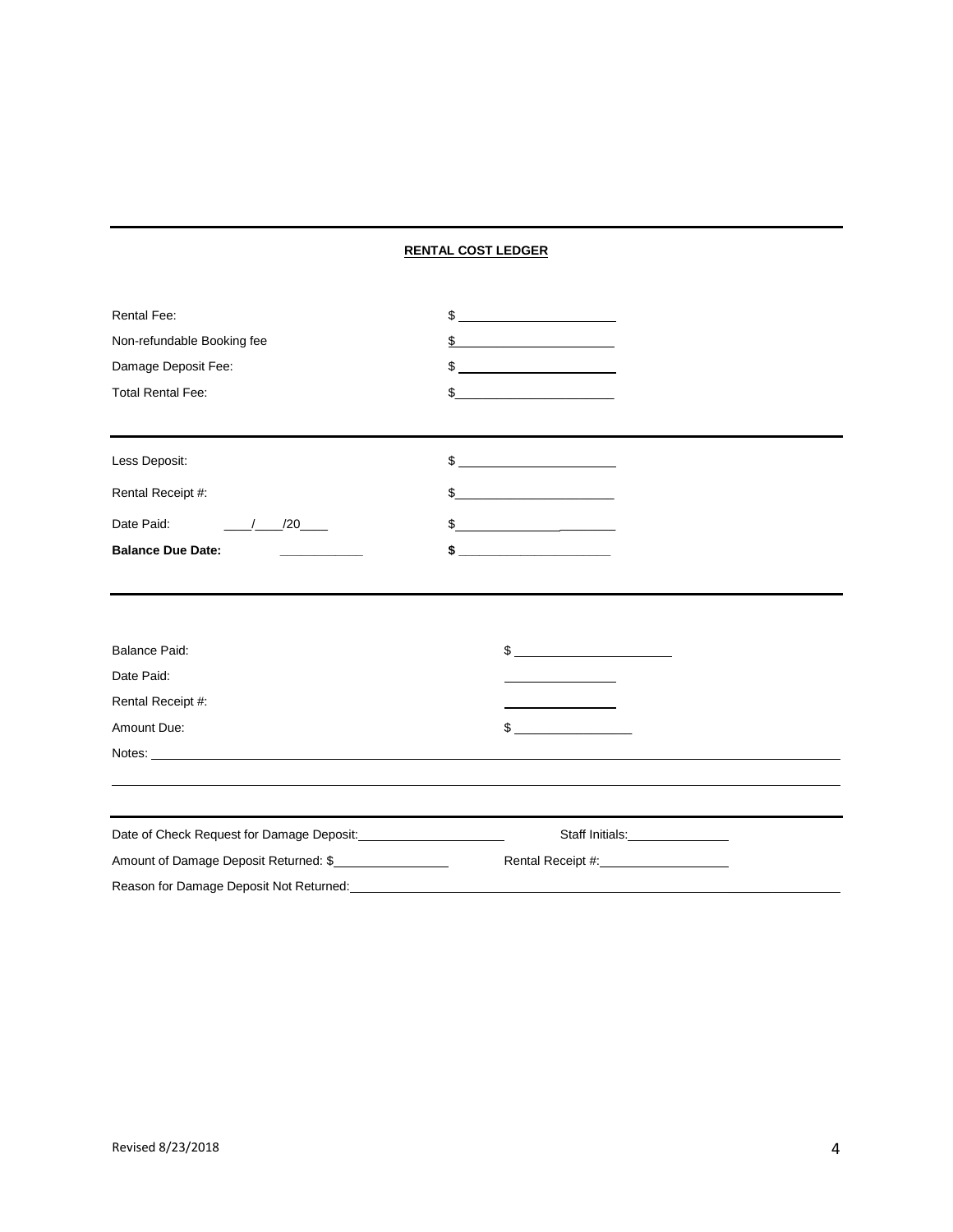**RENTAL COST LEDGER**

Rental Fee: $ ____________________

Non-refundable Booking fee $ ____________________

Damage Deposit Fee: $ ____________________

Total Rental Fee: $ ____________________

---

Less Deposit: $ ____________________

Rental Receipt #: $ ____________________

Date Paid: ____/____/20____ $ ____________________

**Balance Due Date:** ____________ **$ ____________________**

---

Balance Paid: $ ____________________

Date Paid: ____________________

Rental Receipt #: ____________________

Amount Due: $ ____________________

Notes: ________________________________________________________________________________

________________________________________________________________________________

---

Date of Check Request for Damage Deposit: ____________________ Staff Initials: ______________

Amount of Damage Deposit Returned: $ ________________ Rental Receipt #: ________________

Reason for Damage Deposit Not Returned: ________________________________________________

Revised 8/23/2018